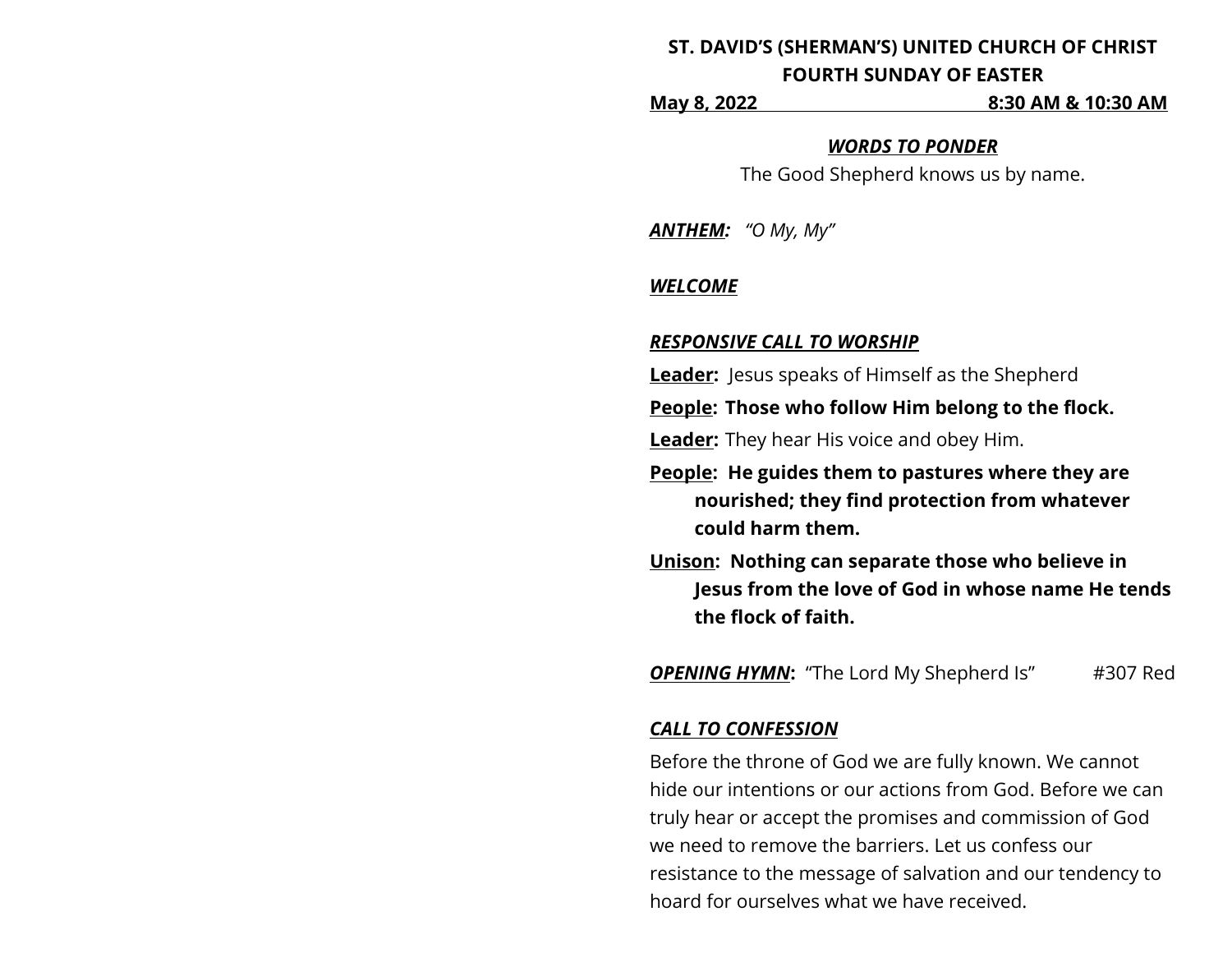**ST. DAVID'S (SHERMAN'S) UNITED CHURCH OF CHRIST**
**FOURTH SUNDAY OF EASTER**

**May 8, 2022 8:30 AM & 10:30 AM**

***WORDS TO PONDER***

The Good Shepherd knows us by name.

***ANTHEM:*** *"O My, My"*

***WELCOME***

***RESPONSIVE CALL TO WORSHIP***

**Leader:** Jesus speaks of Himself as the Shepherd

**People: Those who follow Him belong to the flock.**

**Leader:** They hear His voice and obey Him.

**People: He guides them to pastures where they are nourished; they find protection from whatever could harm them.**

**Unison: Nothing can separate those who believe in Jesus from the love of God in whose name He tends the flock of faith.**

***OPENING HYMN*:** "The Lord My Shepherd Is" #307 Red

***CALL TO CONFESSION***

Before the throne of God we are fully known. We cannot hide our intentions or our actions from God. Before we can truly hear or accept the promises and commission of God we need to remove the barriers. Let us confess our resistance to the message of salvation and our tendency to hoard for ourselves what we have received.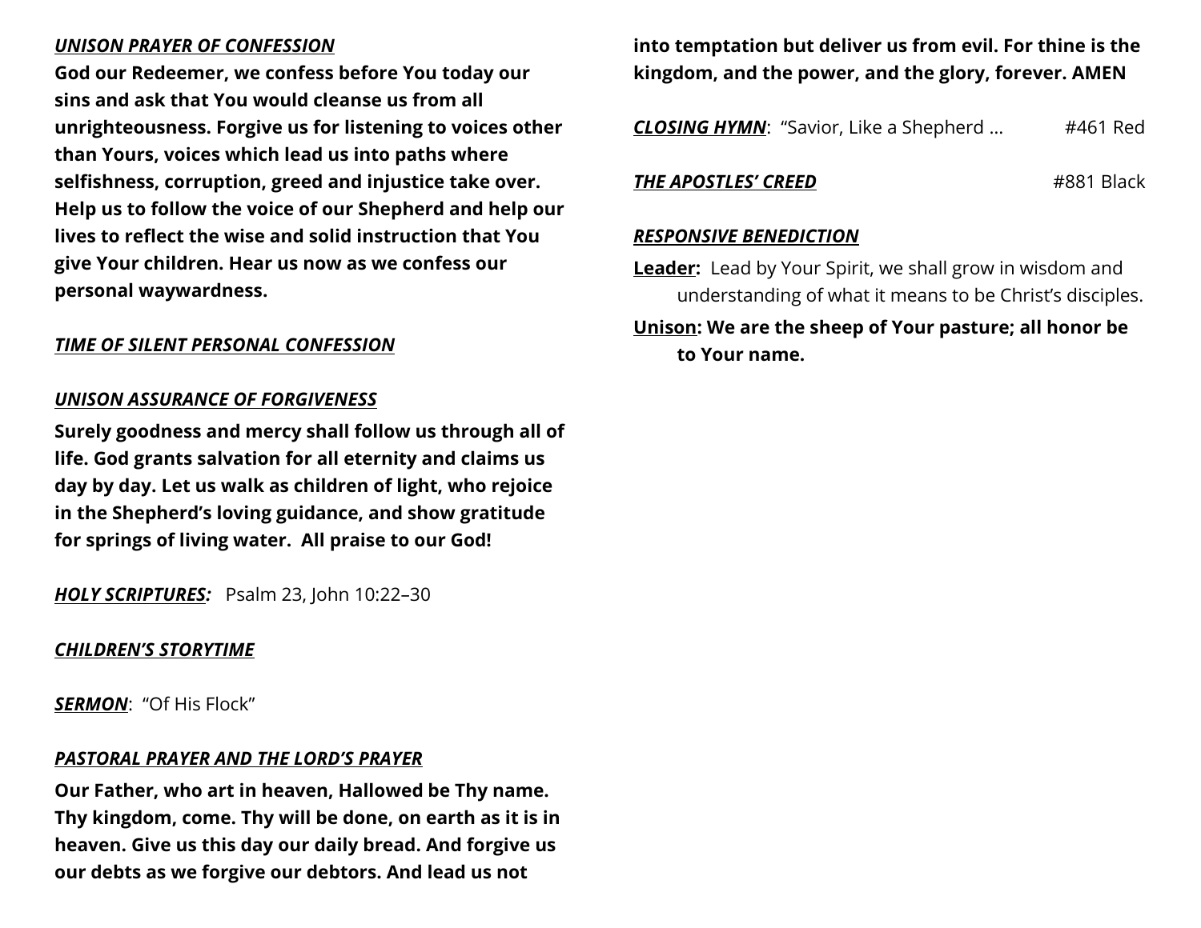***UNISON PRAYER OF CONFESSION***

**God our Redeemer, we confess before You today our sins and ask that You would cleanse us from all unrighteousness. Forgive us for listening to voices other than Yours, voices which lead us into paths where selfishness, corruption, greed and injustice take over. Help us to follow the voice of our Shepherd and help our lives to reflect the wise and solid instruction that You give Your children. Hear us now as we confess our personal waywardness.**

***TIME OF SILENT PERSONAL CONFESSION***

***UNISON ASSURANCE OF FORGIVENESS***

**Surely goodness and mercy shall follow us through all of life. God grants salvation for all eternity and claims us day by day. Let us walk as children of light, who rejoice in the Shepherd's loving guidance, and show gratitude for springs of living water. All praise to our God!**

***HOLY SCRIPTURES:*** Psalm 23, John 10:22–30

***CHILDREN'S STORYTIME***

***SERMON***: "Of His Flock"

***PASTORAL PRAYER AND THE LORD'S PRAYER***

**Our Father, who art in heaven, Hallowed be Thy name. Thy kingdom, come. Thy will be done, on earth as it is in heaven. Give us this day our daily bread. And forgive us our debts as we forgive our debtors. And lead us not into temptation but deliver us from evil. For thine is the kingdom, and the power, and the glory, forever. AMEN**

***CLOSING HYMN***: "Savior, Like a Shepherd … #461 Red

***THE APOSTLES' CREED*** #881 Black

***RESPONSIVE BENEDICTION***

**Leader:** Lead by Your Spirit, we shall grow in wisdom and understanding of what it means to be Christ's disciples.

**Unison: We are the sheep of Your pasture; all honor be to Your name.**